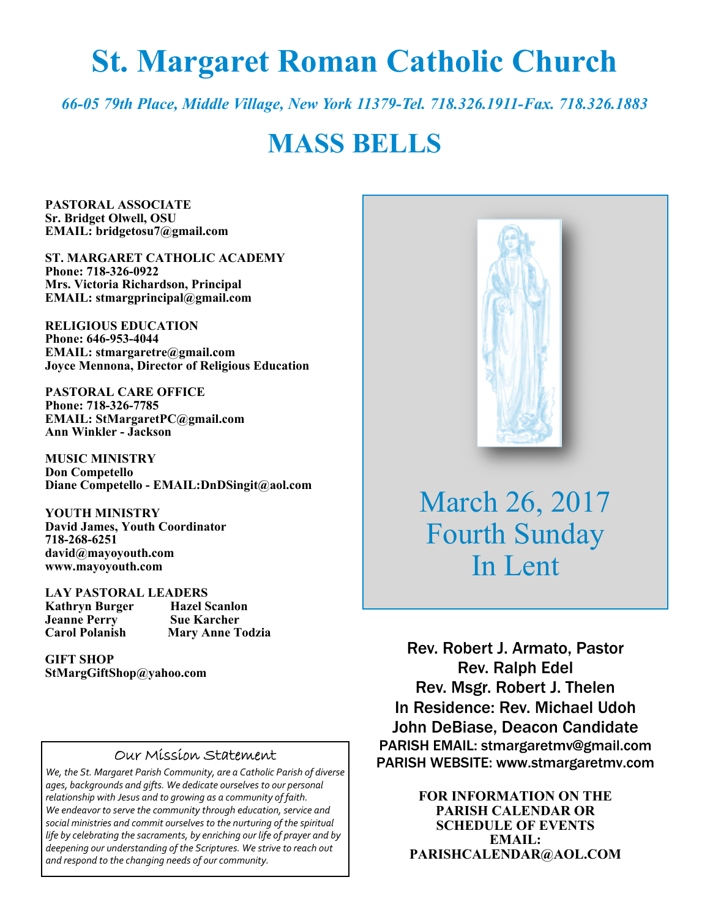# St. Margaret Roman Catholic Church

*66-05 79th Place, Middle Village, New York 11379-Tel. 718.326.1911-Fax. 718.326.1883*

# MASS BELLS

**PASTORAL ASSOCIATE**
**Sr. Bridget Olwell, OSU**
**EMAIL: bridgetosu7@gmail.com**

**ST. MARGARET CATHOLIC ACADEMY**
**Phone: 718-326-0922**
**Mrs. Victoria Richardson, Principal**
**EMAIL: stmargprincipal@gmail.com**

**RELIGIOUS EDUCATION**
**Phone: 646-953-4044**
**EMAIL: stmargaretre@gmail.com**
**Joyce Mennona, Director of Religious Education**

**PASTORAL CARE OFFICE**
**Phone: 718-326-7785**
**EMAIL: StMargaretPC@gmail.com**
**Ann Winkler - Jackson**

**MUSIC MINISTRY**
**Don Competello**
**Diane Competello - EMAIL:DnDSingit@aol.com**

**YOUTH MINISTRY**
**David James, Youth Coordinator**
**718-268-6251**
**david@mayoyouth.com**
**www.mayoyouth.com**

**LAY PASTORAL LEADERS**

| | |
|---|---|
| **Kathryn Burger** | **Hazel Scanlon** |
| **Jeanne Perry** | **Sue Karcher** |
| **Carol Polanish** | **Mary Anne Todzia** |

**GIFT SHOP**
**StMargGiftShop@yahoo.com**

## Our Mission Statement

*We, the St. Margaret Parish Community, are a Catholic Parish of diverse ages, backgrounds and gifts. We dedicate ourselves to our personal relationship with Jesus and to growing as a community of faith. We endeavor to serve the community through education, service and social ministries and commit ourselves to the nurturing of the spiritual life by celebrating the sacraments, by enriching our life of prayer and by deepening our understanding of the Scriptures. We strive to reach out and respond to the changing needs of our community.*

## March 26, 2017
## Fourth Sunday In Lent

Rev. Robert J. Armato, Pastor
Rev. Ralph Edel
Rev. Msgr. Robert J. Thelen
In Residence: Rev. Michael Udoh
John DeBiase, Deacon Candidate
PARISH EMAIL: stmargaretmv@gmail.com
PARISH WEBSITE: www.stmargaretmv.com

**FOR INFORMATION ON THE PARISH CALENDAR OR SCHEDULE OF EVENTS EMAIL: PARISHCALENDAR@AOL.COM**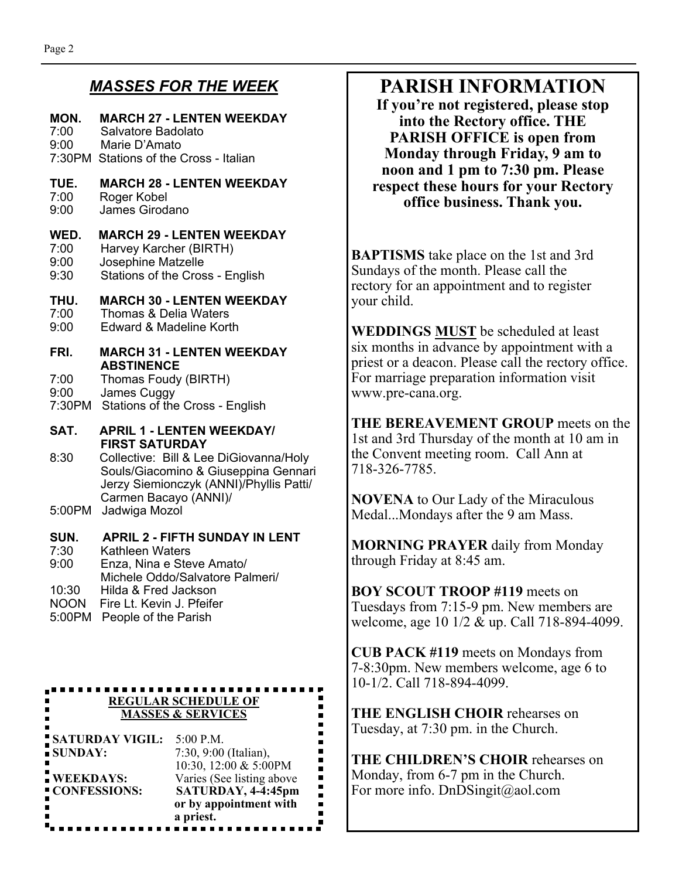## *MASSES FOR THE WEEK*

**MON. MARCH 27 - LENTEN WEEKDAY**
7:00 Salvatore Badolato
9:00 Marie D'Amato
7:30PM Stations of the Cross - Italian

**TUE. MARCH 28 - LENTEN WEEKDAY**
7:00 Roger Kobel
9:00 James Girodano

**WED. MARCH 29 - LENTEN WEEKDAY**
7:00 Harvey Karcher (BIRTH)
9:00 Josephine Matzelle
9:30 Stations of the Cross - English

**THU. MARCH 30 - LENTEN WEEKDAY**
7:00 Thomas & Delia Waters
9:00 Edward & Madeline Korth

**FRI. MARCH 31 - LENTEN WEEKDAY ABSTINENCE**
7:00 Thomas Foudy (BIRTH)
9:00 James Cuggy
7:30PM Stations of the Cross - English

**SAT. APRIL 1 - LENTEN WEEKDAY/ FIRST SATURDAY**
8:30 Collective: Bill & Lee DiGiovanna/Holy Souls/Giacomino & Giuseppina Gennari Jerzy Siemionczyk (ANNI)/Phyllis Patti/ Carmen Bacayo (ANNI)/
5:00PM Jadwiga Mozol

**SUN. APRIL 2 - FIFTH SUNDAY IN LENT**
7:30 Kathleen Waters
9:00 Enza, Nina e Steve Amato/ Michele Oddo/Salvatore Palmeri/
10:30 Hilda & Fred Jackson
NOON Fire Lt. Kevin J. Pfeifer
5:00PM People of the Parish

**REGULAR SCHEDULE OF MASSES & SERVICES**

| | |
|---|---|
| **SATURDAY VIGIL:** | 5:00 P.M. |
| **SUNDAY:** | 7:30, 9:00 (Italian), 10:30, 12:00 & 5:00PM |
| **WEEKDAYS:** | Varies (See listing above |
| **CONFESSIONS:** | **SATURDAY, 4-4:45pm or by appointment with a priest.** |

# PARISH INFORMATION

**If you're not registered, please stop into the Rectory office. THE PARISH OFFICE is open from Monday through Friday, 9 am to noon and 1 pm to 7:30 pm. Please respect these hours for your Rectory office business. Thank you.**

**BAPTISMS** take place on the 1st and 3rd Sundays of the month. Please call the rectory for an appointment and to register your child.

**WEDDINGS MUST** be scheduled at least six months in advance by appointment with a priest or a deacon. Please call the rectory office. For marriage preparation information visit www.pre-cana.org.

**THE BEREAVEMENT GROUP** meets on the 1st and 3rd Thursday of the month at 10 am in the Convent meeting room. Call Ann at 718-326-7785.

**NOVENA** to Our Lady of the Miraculous Medal...Mondays after the 9 am Mass.

**MORNING PRAYER** daily from Monday through Friday at 8:45 am.

**BOY SCOUT TROOP #119** meets on Tuesdays from 7:15-9 pm. New members are welcome, age 10 1/2 & up. Call 718-894-4099.

**CUB PACK #119** meets on Mondays from 7-8:30pm. New members welcome, age 6 to 10-1/2. Call 718-894-4099.

**THE ENGLISH CHOIR** rehearses on Tuesday, at 7:30 pm. in the Church.

**THE CHILDREN'S CHOIR** rehearses on Monday, from 6-7 pm in the Church. For more info. DnDSingit@aol.com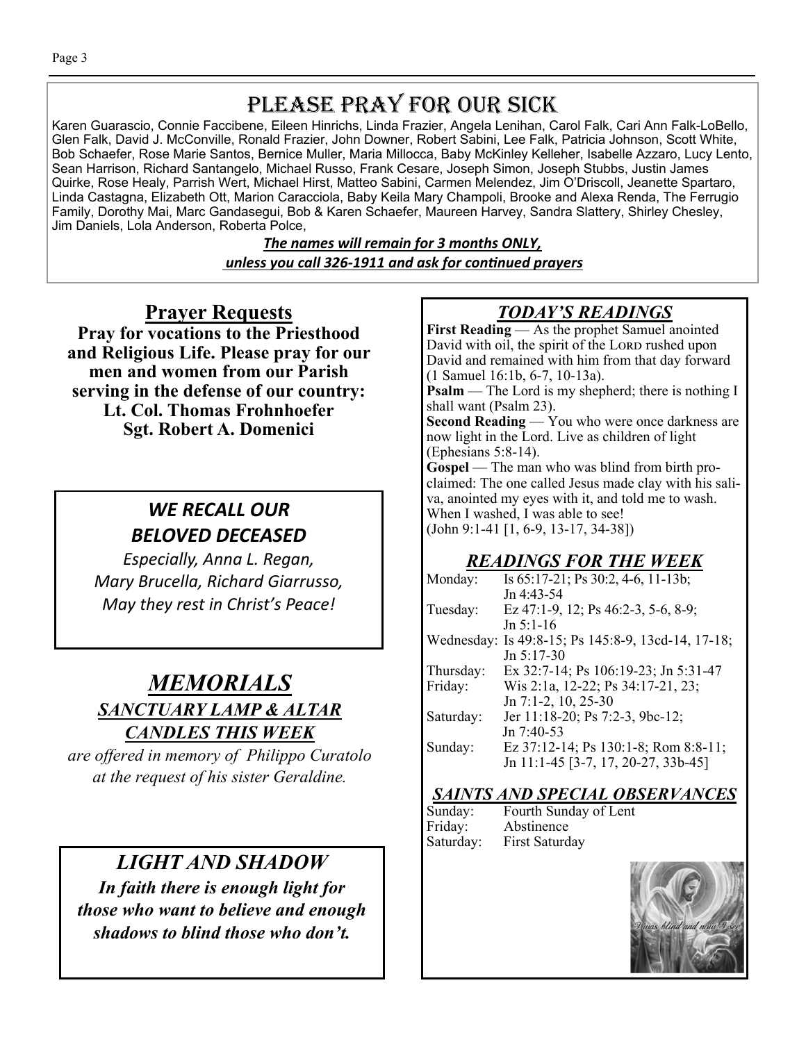# PLEASE PRAY FOR OUR SICK

Karen Guarascio, Connie Faccibene, Eileen Hinrichs, Linda Frazier, Angela Lenihan, Carol Falk, Cari Ann Falk-LoBello, Glen Falk, David J. McConville, Ronald Frazier, John Downer, Robert Sabini, Lee Falk, Patricia Johnson, Scott White, Bob Schaefer, Rose Marie Santos, Bernice Muller, Maria Millocca, Baby McKinley Kelleher, Isabelle Azzaro, Lucy Lento, Sean Harrison, Richard Santangelo, Michael Russo, Frank Cesare, Joseph Simon, Joseph Stubbs, Justin James Quirke, Rose Healy, Parrish Wert, Michael Hirst, Matteo Sabini, Carmen Melendez, Jim O'Driscoll, Jeanette Spartaro, Linda Castagna, Elizabeth Ott, Marion Caracciola, Baby Keila Mary Champoli, Brooke and Alexa Renda, The Ferrugio Family, Dorothy Mai, Marc Gandasegui, Bob & Karen Schaefer, Maureen Harvey, Sandra Slattery, Shirley Chesley, Jim Daniels, Lola Anderson, Roberta Polce,

***The names will remain for 3 months ONLY,***
***unless you call 326-1911 and ask for continued prayers***

## Prayer Requests

**Pray for vocations to the Priesthood and Religious Life. Please pray for our men and women from our Parish serving in the defense of our country:**
**Lt. Col. Thomas Frohnhoefer**
**Sgt. Robert A. Domenici**

## *WE RECALL OUR BELOVED DECEASED*

*Especially, Anna L. Regan, Mary Brucella, Richard Giarrusso,*
*May they rest in Christ's Peace!*

## *MEMORIALS*

### *SANCTUARY LAMP & ALTAR CANDLES THIS WEEK*

*are offered in memory of Philippo Curatolo at the request of his sister Geraldine.*

## *LIGHT AND SHADOW*

***In faith there is enough light for those who want to believe and enough shadows to blind those who don't.***

## *TODAY'S READINGS*

**First Reading** — As the prophet Samuel anointed David with oil, the spirit of the LORD rushed upon David and remained with him from that day forward (1 Samuel 16:1b, 6-7, 10-13a).

**Psalm** — The Lord is my shepherd; there is nothing I shall want (Psalm 23).

**Second Reading** — You who were once darkness are now light in the Lord. Live as children of light (Ephesians 5:8-14).

**Gospel** — The man who was blind from birth proclaimed: The one called Jesus made clay with his saliva, anointed my eyes with it, and told me to wash. When I washed, I was able to see! (John 9:1-41 [1, 6-9, 13-17, 34-38])

## *READINGS FOR THE WEEK*

| | |
|---|---|
| Monday: | Is 65:17-21; Ps 30:2, 4-6, 11-13b; Jn 4:43-54 |
| Tuesday: | Ez 47:1-9, 12; Ps 46:2-3, 5-6, 8-9; Jn 5:1-16 |
| Wednesday: | Is 49:8-15; Ps 145:8-9, 13cd-14, 17-18; Jn 5:17-30 |
| Thursday: | Ex 32:7-14; Ps 106:19-23; Jn 5:31-47 |
| Friday: | Wis 2:1a, 12-22; Ps 34:17-21, 23; Jn 7:1-2, 10, 25-30 |
| Saturday: | Jer 11:18-20; Ps 7:2-3, 9bc-12; Jn 7:40-53 |
| Sunday: | Ez 37:12-14; Ps 130:1-8; Rom 8:8-11; Jn 11:1-45 [3-7, 17, 20-27, 33b-45] |

## *SAINTS AND SPECIAL OBSERVANCES*

| | |
|---|---|
| Sunday: | Fourth Sunday of Lent |
| Friday: | Abstinence |
| Saturday: | First Saturday |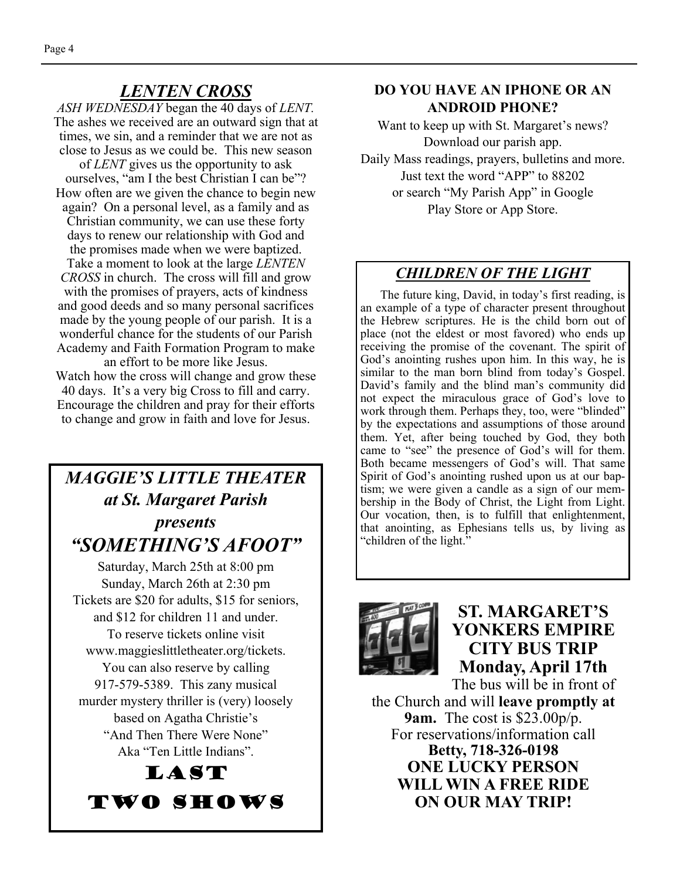## *LENTEN CROSS*

*ASH WEDNESDAY* began the 40 days of *LENT.* The ashes we received are an outward sign that at times, we sin, and a reminder that we are not as close to Jesus as we could be. This new season of *LENT* gives us the opportunity to ask ourselves, "am I the best Christian I can be"? How often are we given the chance to begin new again? On a personal level, as a family and as Christian community, we can use these forty days to renew our relationship with God and the promises made when we were baptized. Take a moment to look at the large *LENTEN CROSS* in church. The cross will fill and grow with the promises of prayers, acts of kindness and good deeds and so many personal sacrifices made by the young people of our parish. It is a wonderful chance for the students of our Parish Academy and Faith Formation Program to make an effort to be more like Jesus.
Watch how the cross will change and grow these 40 days. It's a very big Cross to fill and carry. Encourage the children and pray for their efforts to change and grow in faith and love for Jesus.

## *MAGGIE'S LITTLE THEATER at St. Margaret Parish presents "SOMETHING'S AFOOT"*

Saturday, March 25th at 8:00 pm
Sunday, March 26th at 2:30 pm
Tickets are $20 for adults, $15 for seniors, and $12 for children 11 and under.
To reserve tickets online visit www.maggieslittletheater.org/tickets.
You can also reserve by calling 917-579-5389. This zany musical murder mystery thriller is (very) loosely based on Agatha Christie's "And Then There Were None" Aka "Ten Little Indians".

**LAST TWO SHOWS**

**DO YOU HAVE AN IPHONE OR AN ANDROID PHONE?**

Want to keep up with St. Margaret's news?
Download our parish app.
Daily Mass readings, prayers, bulletins and more.
Just text the word "APP" to 88202
or search "My Parish App" in Google Play Store or App Store.

## *CHILDREN OF THE LIGHT*

The future king, David, in today's first reading, is an example of a type of character present throughout the Hebrew scriptures. He is the child born out of place (not the eldest or most favored) who ends up receiving the promise of the covenant. The spirit of God's anointing rushes upon him. In this way, he is similar to the man born blind from today's Gospel. David's family and the blind man's community did not expect the miraculous grace of God's love to work through them. Perhaps they, too, were "blinded" by the expectations and assumptions of those around them. Yet, after being touched by God, they both came to "see" the presence of God's will for them. Both became messengers of God's will. That same Spirit of God's anointing rushed upon us at our baptism; we were given a candle as a sign of our membership in the Body of Christ, the Light from Light. Our vocation, then, is to fulfill that enlightenment, that anointing, as Ephesians tells us, by living as "children of the light."

## ST. MARGARET'S YONKERS EMPIRE CITY BUS TRIP Monday, April 17th

The bus will be in front of the Church and will **leave promptly at 9am.** The cost is $23.00p/p.
For reservations/information call
**Betty, 718-326-0198**

**ONE LUCKY PERSON WILL WIN A FREE RIDE ON OUR MAY TRIP!**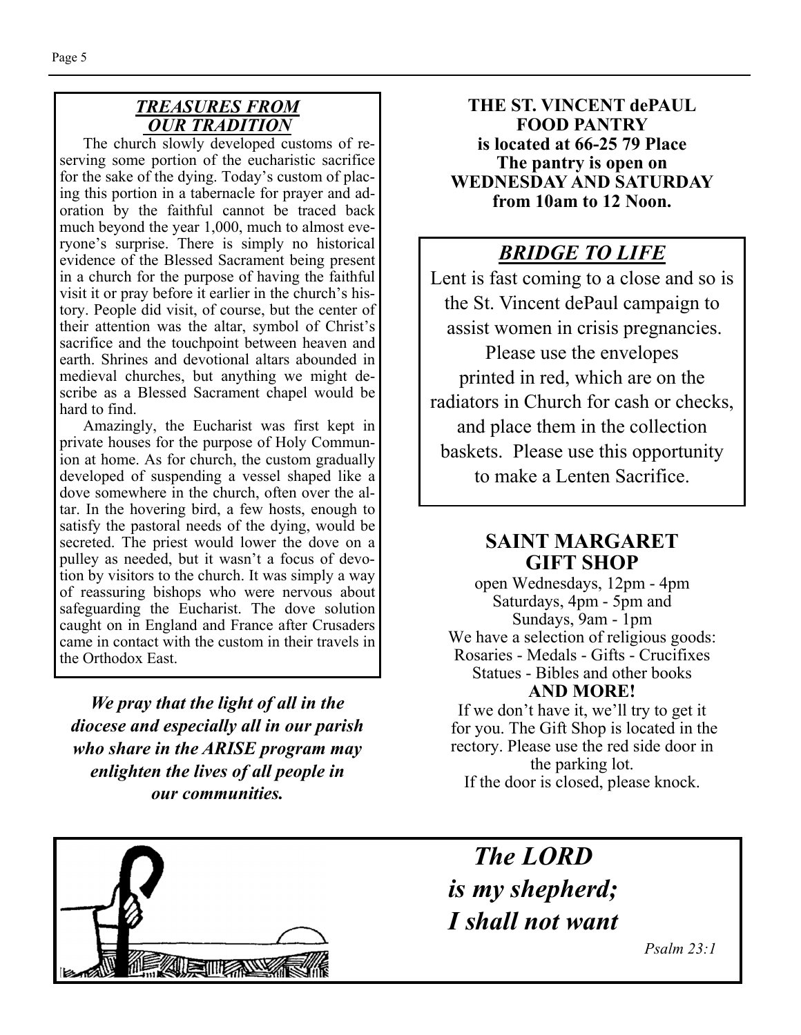## *TREASURES FROM OUR TRADITION*

The church slowly developed customs of reserving some portion of the eucharistic sacrifice for the sake of the dying. Today's custom of placing this portion in a tabernacle for prayer and adoration by the faithful cannot be traced back much beyond the year 1,000, much to almost everyone's surprise. There is simply no historical evidence of the Blessed Sacrament being present in a church for the purpose of having the faithful visit it or pray before it earlier in the church's history. People did visit, of course, but the center of their attention was the altar, symbol of Christ's sacrifice and the touchpoint between heaven and earth. Shrines and devotional altars abounded in medieval churches, but anything we might describe as a Blessed Sacrament chapel would be hard to find.

Amazingly, the Eucharist was first kept in private houses for the purpose of Holy Communion at home. As for church, the custom gradually developed of suspending a vessel shaped like a dove somewhere in the church, often over the altar. In the hovering bird, a few hosts, enough to satisfy the pastoral needs of the dying, would be secreted. The priest would lower the dove on a pulley as needed, but it wasn't a focus of devotion by visitors to the church. It was simply a way of reassuring bishops who were nervous about safeguarding the Eucharist. The dove solution caught on in England and France after Crusaders came in contact with the custom in their travels in the Orthodox East.

***We pray that the light of all in the diocese and especially all in our parish who share in the ARISE program may enlighten the lives of all people in our communities.***

**THE ST. VINCENT dePAUL FOOD PANTRY is located at 66-25 79 Place The pantry is open on WEDNESDAY AND SATURDAY from 10am to 12 Noon.**

## *BRIDGE TO LIFE*

Lent is fast coming to a close and so is the St. Vincent dePaul campaign to assist women in crisis pregnancies. Please use the envelopes printed in red, which are on the radiators in Church for cash or checks, and place them in the collection baskets. Please use this opportunity to make a Lenten Sacrifice.

## SAINT MARGARET GIFT SHOP

open Wednesdays, 12pm - 4pm
Saturdays, 4pm - 5pm and
Sundays, 9am - 1pm

We have a selection of religious goods:
Rosaries - Medals - Gifts - Crucifixes
Statues - Bibles and other books
**AND MORE!**

If we don't have it, we'll try to get it for you. The Gift Shop is located in the rectory. Please use the red side door in the parking lot.
If the door is closed, please knock.

***The LORD is my shepherd; I shall not want***

*Psalm 23:1*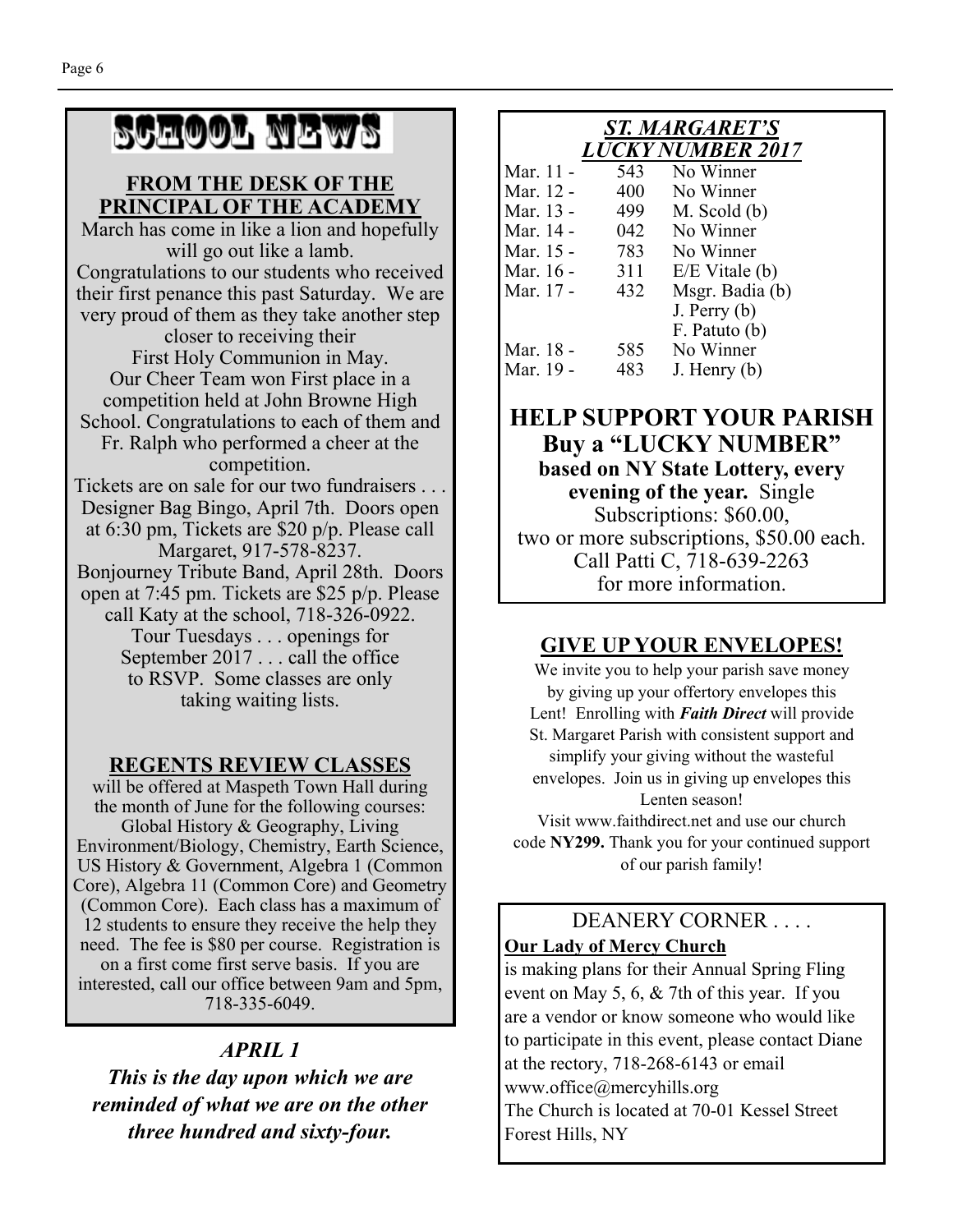# SCHOOL NEWS

## FROM THE DESK OF THE PRINCIPAL OF THE ACADEMY

March has come in like a lion and hopefully will go out like a lamb.

Congratulations to our students who received their first penance this past Saturday. We are very proud of them as they take another step closer to receiving their First Holy Communion in May.

Our Cheer Team won First place in a competition held at John Browne High School. Congratulations to each of them and Fr. Ralph who performed a cheer at the competition.

Tickets are on sale for our two fundraisers . . . Designer Bag Bingo, April 7th. Doors open at 6:30 pm, Tickets are $20 p/p. Please call Margaret, 917-578-8237.

Bonjourney Tribute Band, April 28th. Doors open at 7:45 pm. Tickets are $25 p/p. Please call Katy at the school, 718-326-0922.

Tour Tuesdays . . . openings for September 2017 . . . call the office to RSVP. Some classes are only taking waiting lists.

## REGENTS REVIEW CLASSES

will be offered at Maspeth Town Hall during the month of June for the following courses: Global History & Geography, Living Environment/Biology, Chemistry, Earth Science, US History & Government, Algebra 1 (Common Core), Algebra 11 (Common Core) and Geometry (Common Core). Each class has a maximum of 12 students to ensure they receive the help they need. The fee is $80 per course. Registration is on a first come first serve basis. If you are interested, call our office between 9am and 5pm, 718-335-6049.

***APRIL 1***

***This is the day upon which we are reminded of what we are on the other three hundred and sixty-four.***

## *ST. MARGARET'S LUCKY NUMBER 2017*

| Date | Number | Winner |
|---|---|---|
| Mar. 11 - | 543 | No Winner |
| Mar. 12 - | 400 | No Winner |
| Mar. 13 - | 499 | M. Scold (b) |
| Mar. 14 - | 042 | No Winner |
| Mar. 15 - | 783 | No Winner |
| Mar. 16 - | 311 | E/E Vitale (b) |
| Mar. 17 - | 432 | Msgr. Badia (b) |
| | | J. Perry (b) |
| | | F. Patuto (b) |
| Mar. 18 - | 585 | No Winner |
| Mar. 19 - | 483 | J. Henry (b) |

## HELP SUPPORT YOUR PARISH

**Buy a "LUCKY NUMBER"**

**based on NY State Lottery, every evening of the year.** Single Subscriptions: $60.00, two or more subscriptions, $50.00 each. Call Patti C, 718-639-2263 for more information.

## GIVE UP YOUR ENVELOPES!

We invite you to help your parish save money by giving up your offertory envelopes this Lent! Enrolling with ***Faith Direct*** will provide St. Margaret Parish with consistent support and simplify your giving without the wasteful envelopes. Join us in giving up envelopes this Lenten season!

Visit www.faithdirect.net and use our church code **NY299.** Thank you for your continued support of our parish family!

## DEANERY CORNER . . . .

**Our Lady of Mercy Church**

is making plans for their Annual Spring Fling event on May 5, 6, & 7th of this year. If you are a vendor or know someone who would like to participate in this event, please contact Diane at the rectory, 718-268-6143 or email www.office@mercyhills.org

The Church is located at 70-01 Kessel Street Forest Hills, NY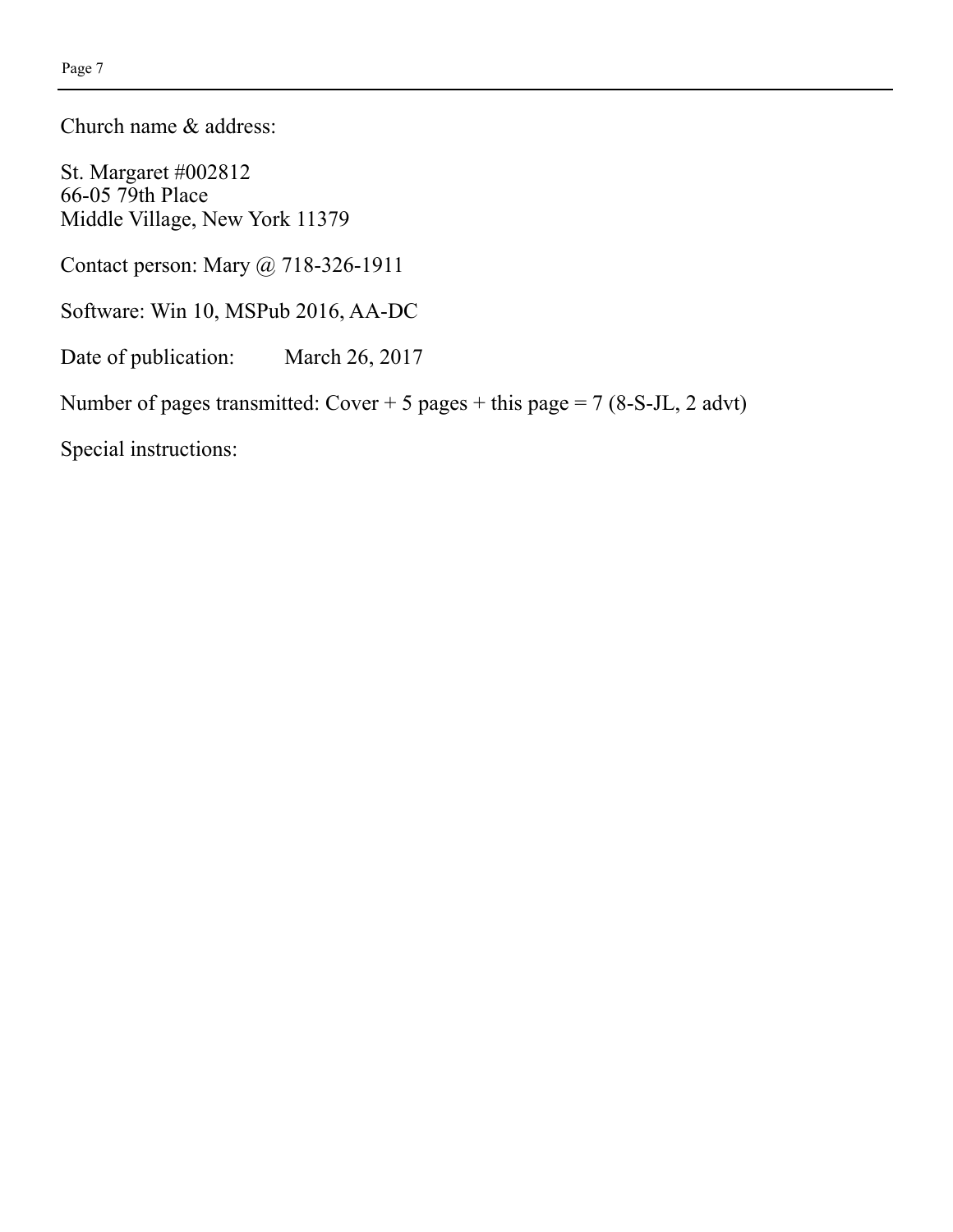Church name & address:

St. Margaret #002812
66-05 79th Place
Middle Village, New York 11379

Contact person: Mary @ 718-326-1911

Software: Win 10, MSPub 2016, AA-DC

Date of publication: March 26, 2017

Number of pages transmitted: Cover + 5 pages + this page = 7 (8-S-JL, 2 advt)

Special instructions: